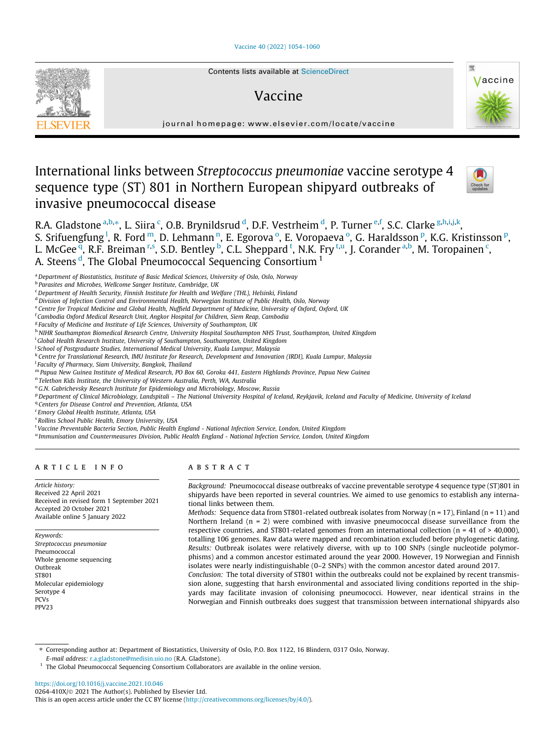# International links between *Streptococcus pneumoniae* vaccine serotype 4 sequence type (ST) 801 in Northern European shipyard outbreaks of invasive pneumococcal disease

R.A. Gladstone [a,b,*], L. Siira [c], O.B. Brynildsrud [d], D.F. Vestrheim [d], P. Turner [e,f], S.C. Clarke [g,h,i,j,k], S. Srifuengfung [l], R. Ford [m], D. Lehmann [n], E. Egorova [o], E. Voropaeva [o], G. Haraldsson [p], K.G. Kristinsson [p], L. McGee [q], R.F. Breiman [r,s], S.D. Bentley [b], C.L. Sheppard [t], N.K. Fry [t,u], J. Corander [a,b], M. Toropainen [c], A. Steens [d], The Global Pneumococcal Sequencing Consortium [1]

[a] Department of Biostatistics, Institute of Basic Medical Sciences, University of Oslo, Oslo, Norway
[b] Parasites and Microbes, Wellcome Sanger Institute, Cambridge, UK
[c] Department of Health Security, Finnish Institute for Health and Welfare (THL), Helsinki, Finland
[d] Division of Infection Control and Environmental Health, Norwegian Institute of Public Health, Oslo, Norway
[e] Centre for Tropical Medicine and Global Health, Nuffield Department of Medicine, University of Oxford, Oxford, UK
[f] Cambodia Oxford Medical Research Unit, Angkor Hospital for Children, Siem Reap, Cambodia
[g] Faculty of Medicine and Institute of Life Sciences, University of Southampton, UK
[h] NIHR Southampton Biomedical Research Centre, University Hospital Southampton NHS Trust, Southampton, United Kingdom
[i] Global Health Research Institute, University of Southampton, Southampton, United Kingdom
[j] School of Postgraduate Studies, International Medical University, Kuala Lumpur, Malaysia
[k] Centre for Translational Research, IMU Institute for Research, Development and Innovation (IRDI), Kuala Lumpur, Malaysia
[l] Faculty of Pharmacy, Siam University, Bangkok, Thailand
[m] Papua New Guinea Institute of Medical Research, PO Box 60, Goroka 441, Eastern Highlands Province, Papua New Guinea
[n] Telethon Kids Institute, the University of Western Australia, Perth, WA, Australia
[o] G.N. Gabrichevsky Research Institute for Epidemiology and Microbiology, Moscow, Russia
[p] Department of Clinical Microbiology, Landspitali – The National University Hospital of Iceland, Reykjavik, Iceland and Faculty of Medicine, University of Iceland
[q] Centers for Disease Control and Prevention, Atlanta, USA
[r] Emory Global Health Institute, Atlanta, USA
[s] Rollins School Public Health, Emory University, USA
[t] Vaccine Preventable Bacteria Section, Public Health England - National Infection Service, London, United Kingdom
[u] Immunisation and Countermeasures Division, Public Health England - National Infection Service, London, United Kingdom

## ARTICLE INFO

*Article history:*
Received 22 April 2021
Received in revised form 1 September 2021
Accepted 20 October 2021
Available online 5 January 2022

*Keywords:*
*Streptococcus pneumoniae*
Pneumococcal
Whole genome sequencing
Outbreak
ST801
Molecular epidemiology
Serotype 4
PCVs
PPV23

## ABSTRACT

*Background:* Pneumococcal disease outbreaks of vaccine preventable serotype 4 sequence type (ST)801 in shipyards have been reported in several countries. We aimed to use genomics to establish any international links between them.

*Methods:* Sequence data from ST801-related outbreak isolates from Norway (n = 17), Finland (n = 11) and Northern Ireland (n = 2) were combined with invasive pneumococcal disease surveillance from the respective countries, and ST801-related genomes from an international collection (n = 41 of > 40,000), totalling 106 genomes. Raw data were mapped and recombination excluded before phylogenetic dating.

*Results:* Outbreak isolates were relatively diverse, with up to 100 SNPs (single nucleotide polymorphisms) and a common ancestor estimated around the year 2000. However, 19 Norwegian and Finnish isolates were nearly indistinguishable (0–2 SNPs) with the common ancestor dated around 2017.

*Conclusion:* The total diversity of ST801 within the outbreaks could not be explained by recent transmission alone, suggesting that harsh environmental and associated living conditions reported in the shipyards may facilitate invasion of colonising pneumococci. However, near identical strains in the Norwegian and Finnish outbreaks does suggest that transmission between international shipyards also

---

\* Corresponding author at: Department of Biostatistics, University of Oslo, P.O. Box 1122, 16 Blindern, 0317 Oslo, Norway.
*E-mail address:* r.a.gladstone@medisin.uio.no (R.A. Gladstone).

[1] The Global Pneumococcal Sequencing Consortium Collaborators are available in the online version.

https://doi.org/10.1016/j.vaccine.2021.10.046
0264-410X/© 2021 The Author(s). Published by Elsevier Ltd.
This is an open access article under the CC BY license (http://creativecommons.org/licenses/by/4.0/).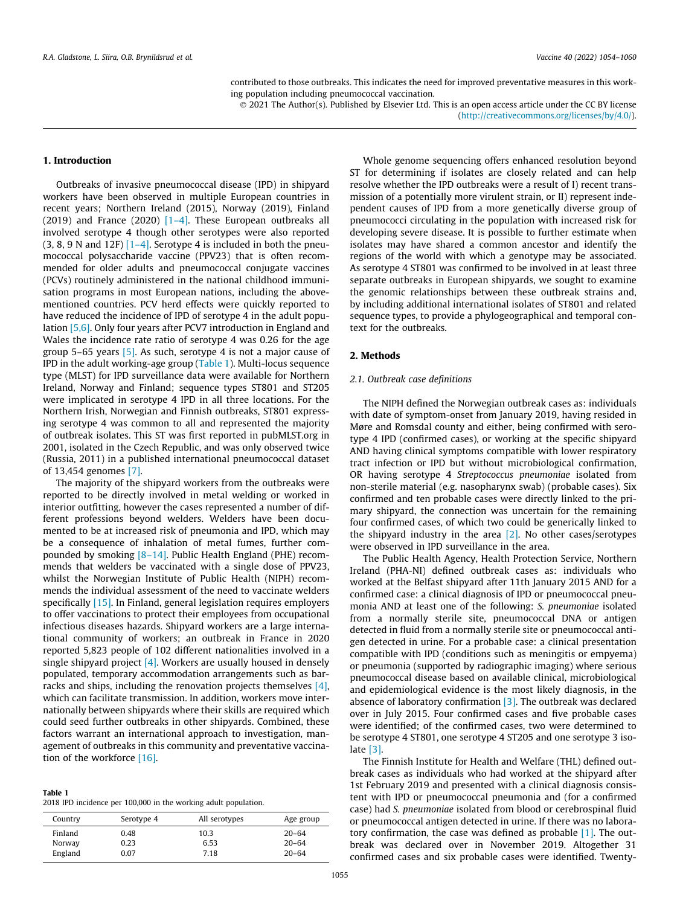contributed to those outbreaks. This indicates the need for improved preventative measures in this working population including pneumococcal vaccination.

© 2021 The Author(s). Published by Elsevier Ltd. This is an open access article under the CC BY license (http://creativecommons.org/licenses/by/4.0/).

## 1. Introduction

Outbreaks of invasive pneumococcal disease (IPD) in shipyard workers have been observed in multiple European countries in recent years; Northern Ireland (2015), Norway (2019), Finland (2019) and France (2020) [1–4]. These European outbreaks all involved serotype 4 though other serotypes were also reported (3, 8, 9 N and 12F) [1–4]. Serotype 4 is included in both the pneumococcal polysaccharide vaccine (PPV23) that is often recommended for older adults and pneumococcal conjugate vaccines (PCVs) routinely administered in the national childhood immunisation programs in most European nations, including the above-mentioned countries. PCV herd effects were quickly reported to have reduced the incidence of IPD of serotype 4 in the adult population [5,6]. Only four years after PCV7 introduction in England and Wales the incidence rate ratio of serotype 4 was 0.26 for the age group 5–65 years [5]. As such, serotype 4 is not a major cause of IPD in the adult working-age group (Table 1). Multi-locus sequence type (MLST) for IPD surveillance data were available for Northern Ireland, Norway and Finland; sequence types ST801 and ST205 were implicated in serotype 4 IPD in all three locations. For the Northern Irish, Norwegian and Finnish outbreaks, ST801 expressing serotype 4 was common to all and represented the majority of outbreak isolates. This ST was first reported in pubMLST.org in 2001, isolated in the Czech Republic, and was only observed twice (Russia, 2011) in a published international pneumococcal dataset of 13,454 genomes [7].

The majority of the shipyard workers from the outbreaks were reported to be directly involved in metal welding or worked in interior outfitting, however the cases represented a number of different professions beyond welders. Welders have been documented to be at increased risk of pneumonia and IPD, which may be a consequence of inhalation of metal fumes, further compounded by smoking [8–14]. Public Health England (PHE) recommends that welders be vaccinated with a single dose of PPV23, whilst the Norwegian Institute of Public Health (NIPH) recommends the individual assessment of the need to vaccinate welders specifically [15]. In Finland, general legislation requires employers to offer vaccinations to protect their employees from occupational infectious diseases hazards. Shipyard workers are a large international community of workers; an outbreak in France in 2020 reported 5,823 people of 102 different nationalities involved in a single shipyard project [4]. Workers are usually housed in densely populated, temporary accommodation arrangements such as barracks and ships, including the renovation projects themselves [4], which can facilitate transmission. In addition, workers move internationally between shipyards where their skills are required which could seed further outbreaks in other shipyards. Combined, these factors warrant an international approach to investigation, management of outbreaks in this community and preventative vaccination of the workforce [16].

**Table 1**
2018 IPD incidence per 100,000 in the working adult population.

| Country | Serotype 4 | All serotypes | Age group |
|---|---|---|---|
| Finland | 0.48 | 10.3 | 20–64 |
| Norway | 0.23 | 6.53 | 20–64 |
| England | 0.07 | 7.18 | 20–64 |

Whole genome sequencing offers enhanced resolution beyond ST for determining if isolates are closely related and can help resolve whether the IPD outbreaks were a result of I) recent transmission of a potentially more virulent strain, or II) represent independent causes of IPD from a more genetically diverse group of pneumococci circulating in the population with increased risk for developing severe disease. It is possible to further estimate when isolates may have shared a common ancestor and identify the regions of the world with which a genotype may be associated. As serotype 4 ST801 was confirmed to be involved in at least three separate outbreaks in European shipyards, we sought to examine the genomic relationships between these outbreak strains and, by including additional international isolates of ST801 and related sequence types, to provide a phylogeographical and temporal context for the outbreaks.

## 2. Methods

### 2.1. Outbreak case definitions

The NIPH defined the Norwegian outbreak cases as: individuals with date of symptom-onset from January 2019, having resided in Møre and Romsdal county and either, being confirmed with serotype 4 IPD (confirmed cases), or working at the specific shipyard AND having clinical symptoms compatible with lower respiratory tract infection or IPD but without microbiological confirmation, OR having serotype 4 *Streptococcus pneumoniae* isolated from non-sterile material (e.g. nasopharynx swab) (probable cases). Six confirmed and ten probable cases were directly linked to the primary shipyard, the connection was uncertain for the remaining four confirmed cases, of which two could be generically linked to the shipyard industry in the area [2]. No other cases/serotypes were observed in IPD surveillance in the area.

The Public Health Agency, Health Protection Service, Northern Ireland (PHA-NI) defined outbreak cases as: individuals who worked at the Belfast shipyard after 11th January 2015 AND for a confirmed case: a clinical diagnosis of IPD or pneumococcal pneumonia AND at least one of the following: *S. pneumoniae* isolated from a normally sterile site, pneumococcal DNA or antigen detected in fluid from a normally sterile site or pneumococcal antigen detected in urine. For a probable case: a clinical presentation compatible with IPD (conditions such as meningitis or empyema) or pneumonia (supported by radiographic imaging) where serious pneumococcal disease based on available clinical, microbiological and epidemiological evidence is the most likely diagnosis, in the absence of laboratory confirmation [3]. The outbreak was declared over in July 2015. Four confirmed cases and five probable cases were identified; of the confirmed cases, two were determined to be serotype 4 ST801, one serotype 4 ST205 and one serotype 3 isolate [3].

The Finnish Institute for Health and Welfare (THL) defined outbreak cases as individuals who had worked at the shipyard after 1st February 2019 and presented with a clinical diagnosis consistent with IPD or pneumococcal pneumonia and (for a confirmed case) had *S. pneumoniae* isolated from blood or cerebrospinal fluid or pneumococcal antigen detected in urine. If there was no laboratory confirmation, the case was defined as probable [1]. The outbreak was declared over in November 2019. Altogether 31 confirmed cases and six probable cases were identified. Twenty-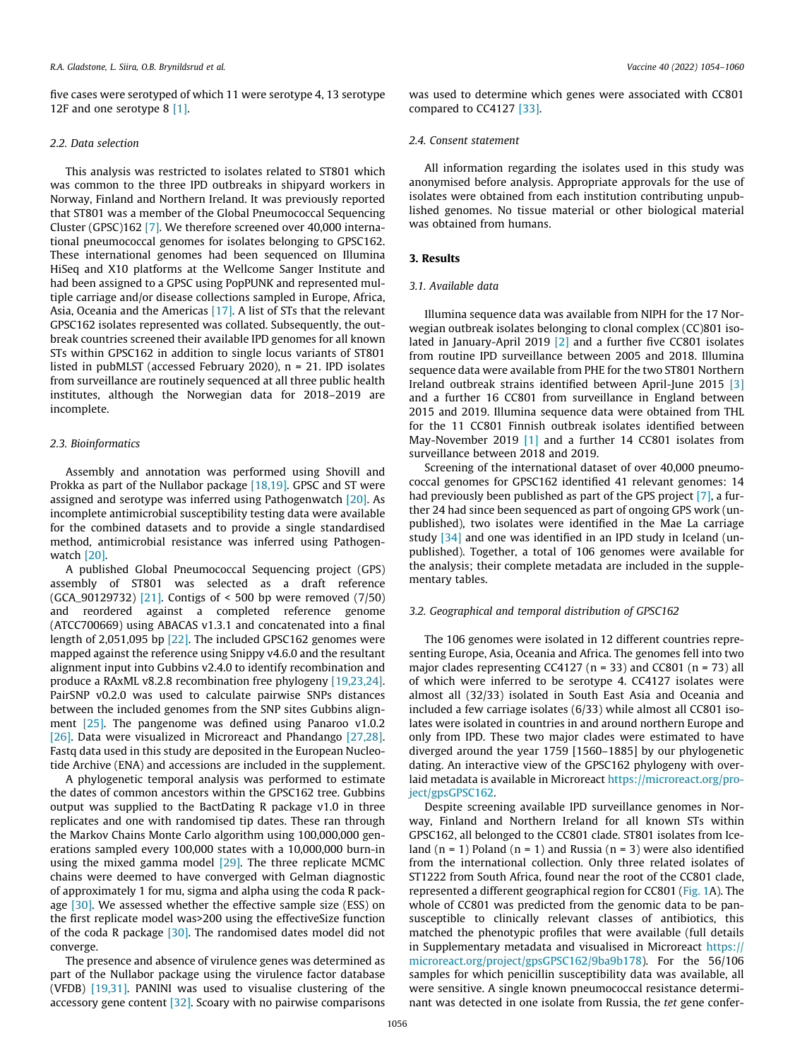five cases were serotyped of which 11 were serotype 4, 13 serotype 12F and one serotype 8 [1].

### 2.2. Data selection

This analysis was restricted to isolates related to ST801 which was common to the three IPD outbreaks in shipyard workers in Norway, Finland and Northern Ireland. It was previously reported that ST801 was a member of the Global Pneumococcal Sequencing Cluster (GPSC)162 [7]. We therefore screened over 40,000 international pneumococcal genomes for isolates belonging to GPSC162. These international genomes had been sequenced on Illumina HiSeq and X10 platforms at the Wellcome Sanger Institute and had been assigned to a GPSC using PopPUNK and represented multiple carriage and/or disease collections sampled in Europe, Africa, Asia, Oceania and the Americas [17]. A list of STs that the relevant GPSC162 isolates represented was collated. Subsequently, the outbreak countries screened their available IPD genomes for all known STs within GPSC162 in addition to single locus variants of ST801 listed in pubMLST (accessed February 2020), n = 21. IPD isolates from surveillance are routinely sequenced at all three public health institutes, although the Norwegian data for 2018–2019 are incomplete.

### 2.3. Bioinformatics

Assembly and annotation was performed using Shovill and Prokka as part of the Nullabor package [18,19]. GPSC and ST were assigned and serotype was inferred using Pathogenwatch [20]. As incomplete antimicrobial susceptibility testing data were available for the combined datasets and to provide a single standardised method, antimicrobial resistance was inferred using Pathogenwatch [20].

A published Global Pneumococcal Sequencing project (GPS) assembly of ST801 was selected as a draft reference (GCA_90129732) [21]. Contigs of < 500 bp were removed (7/50) and reordered against a completed reference genome (ATCC700669) using ABACAS v1.3.1 and concatenated into a final length of 2,051,095 bp [22]. The included GPSC162 genomes were mapped against the reference using Snippy v4.6.0 and the resultant alignment input into Gubbins v2.4.0 to identify recombination and produce a RAxML v8.2.8 recombination free phylogeny [19,23,24]. PairSNP v0.2.0 was used to calculate pairwise SNPs distances between the included genomes from the SNP sites Gubbins alignment [25]. The pangenome was defined using Panaroo v1.0.2 [26]. Data were visualized in Microreact and Phandango [27,28]. Fastq data used in this study are deposited in the European Nucleotide Archive (ENA) and accessions are included in the supplement.

A phylogenetic temporal analysis was performed to estimate the dates of common ancestors within the GPSC162 tree. Gubbins output was supplied to the BactDating R package v1.0 in three replicates and one with randomised tip dates. These ran through the Markov Chains Monte Carlo algorithm using 100,000,000 generations sampled every 100,000 states with a 10,000,000 burn-in using the mixed gamma model [29]. The three replicate MCMC chains were deemed to have converged with Gelman diagnostic of approximately 1 for mu, sigma and alpha using the coda R package [30]. We assessed whether the effective sample size (ESS) on the first replicate model was>200 using the effectiveSize function of the coda R package [30]. The randomised dates model did not converge.

The presence and absence of virulence genes was determined as part of the Nullabor package using the virulence factor database (VFDB) [19,31]. PANINI was used to visualise clustering of the accessory gene content [32]. Scoary with no pairwise comparisons was used to determine which genes were associated with CC801 compared to CC4127 [33].

### 2.4. Consent statement

All information regarding the isolates used in this study was anonymised before analysis. Appropriate approvals for the use of isolates were obtained from each institution contributing unpublished genomes. No tissue material or other biological material was obtained from humans.

## 3. Results

### 3.1. Available data

Illumina sequence data was available from NIPH for the 17 Norwegian outbreak isolates belonging to clonal complex (CC)801 isolated in January-April 2019 [2] and a further five CC801 isolates from routine IPD surveillance between 2005 and 2018. Illumina sequence data were available from PHE for the two ST801 Northern Ireland outbreak strains identified between April-June 2015 [3] and a further 16 CC801 from surveillance in England between 2015 and 2019. Illumina sequence data were obtained from THL for the 11 CC801 Finnish outbreak isolates identified between May-November 2019 [1] and a further 14 CC801 isolates from surveillance between 2018 and 2019.

Screening of the international dataset of over 40,000 pneumococcal genomes for GPSC162 identified 41 relevant genomes: 14 had previously been published as part of the GPS project [7], a further 24 had since been sequenced as part of ongoing GPS work (unpublished), two isolates were identified in the Mae La carriage study [34] and one was identified in an IPD study in Iceland (unpublished). Together, a total of 106 genomes were available for the analysis; their complete metadata are included in the supplementary tables.

### 3.2. Geographical and temporal distribution of GPSC162

The 106 genomes were isolated in 12 different countries representing Europe, Asia, Oceania and Africa. The genomes fell into two major clades representing CC4127 (n = 33) and CC801 (n = 73) all of which were inferred to be serotype 4. CC4127 isolates were almost all (32/33) isolated in South East Asia and Oceania and included a few carriage isolates (6/33) while almost all CC801 isolates were isolated in countries in and around northern Europe and only from IPD. These two major clades were estimated to have diverged around the year 1759 [1560–1885] by our phylogenetic dating. An interactive view of the GPSC162 phylogeny with overlaid metadata is available in Microreact https://microreact.org/project/gpsGPSC162.

Despite screening available IPD surveillance genomes in Norway, Finland and Northern Ireland for all known STs within GPSC162, all belonged to the CC801 clade. ST801 isolates from Iceland (n = 1) Poland (n = 1) and Russia (n = 3) were also identified from the international collection. Only three related isolates of ST1222 from South Africa, found near the root of the CC801 clade, represented a different geographical region for CC801 (Fig. 1A). The whole of CC801 was predicted from the genomic data to be pansusceptible to clinically relevant classes of antibiotics, this matched the phenotypic profiles that were available (full details in Supplementary metadata and visualised in Microreact https://microreact.org/project/gpsGPSC162/9ba9b178). For the 56/106 samples for which penicillin susceptibility data was available, all were sensitive. A single known pneumococcal resistance determinant was detected in one isolate from Russia, the *tet* gene confer-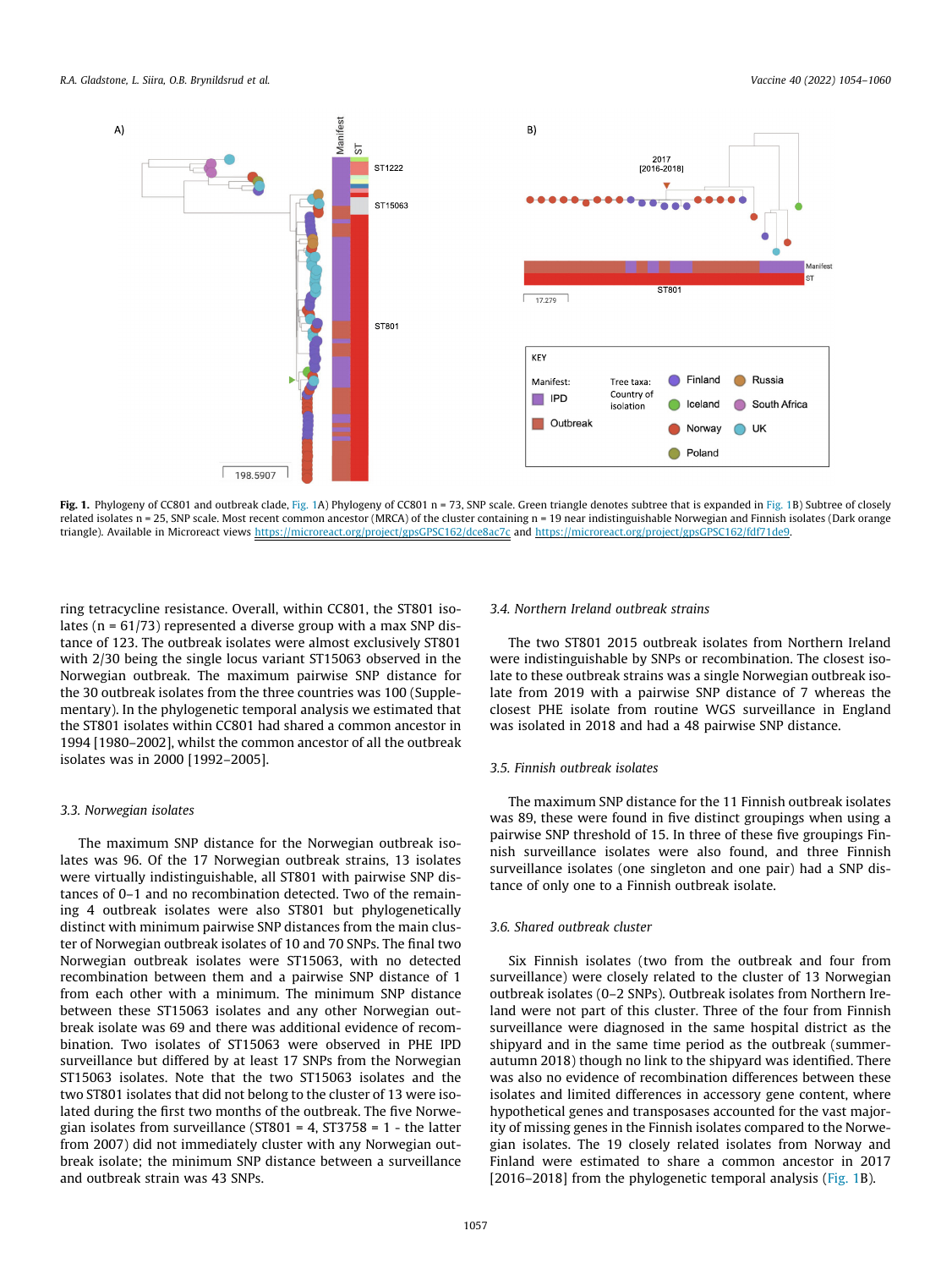**Fig. 1.** Phylogeny of CC801 and outbreak clade, Fig. 1A) Phylogeny of CC801 n = 73, SNP scale. Green triangle denotes subtree that is expanded in Fig. 1B) Subtree of closely related isolates n = 25, SNP scale. Most recent common ancestor (MRCA) of the cluster containing n = 19 near indistinguishable Norwegian and Finnish isolates (Dark orange triangle). Available in Microreact views https://microreact.org/project/gpsGPSC162/dce8ac7c and https://microreact.org/project/gpsGPSC162/fdf71de9.

ring tetracycline resistance. Overall, within CC801, the ST801 isolates (n = 61/73) represented a diverse group with a max SNP distance of 123. The outbreak isolates were almost exclusively ST801 with 2/30 being the single locus variant ST15063 observed in the Norwegian outbreak. The maximum pairwise SNP distance for the 30 outbreak isolates from the three countries was 100 (Supplementary). In the phylogenetic temporal analysis we estimated that the ST801 isolates within CC801 had shared a common ancestor in 1994 [1980–2002], whilst the common ancestor of all the outbreak isolates was in 2000 [1992–2005].

### 3.3. Norwegian isolates

The maximum SNP distance for the Norwegian outbreak isolates was 96. Of the 17 Norwegian outbreak strains, 13 isolates were virtually indistinguishable, all ST801 with pairwise SNP distances of 0–1 and no recombination detected. Two of the remaining 4 outbreak isolates were also ST801 but phylogenetically distinct with minimum pairwise SNP distances from the main cluster of Norwegian outbreak isolates of 10 and 70 SNPs. The final two Norwegian outbreak isolates were ST15063, with no detected recombination between them and a pairwise SNP distance of 1 from each other with a minimum. The minimum SNP distance between these ST15063 isolates and any other Norwegian outbreak isolate was 69 and there was additional evidence of recombination. Two isolates of ST15063 were observed in PHE IPD surveillance but differed by at least 17 SNPs from the Norwegian ST15063 isolates. Note that the two ST15063 isolates and the two ST801 isolates that did not belong to the cluster of 13 were isolated during the first two months of the outbreak. The five Norwegian isolates from surveillance (ST801 = 4, ST3758 = 1 - the latter from 2007) did not immediately cluster with any Norwegian outbreak isolate; the minimum SNP distance between a surveillance and outbreak strain was 43 SNPs.

### 3.4. Northern Ireland outbreak strains

The two ST801 2015 outbreak isolates from Northern Ireland were indistinguishable by SNPs or recombination. The closest isolate to these outbreak strains was a single Norwegian outbreak isolate from 2019 with a pairwise SNP distance of 7 whereas the closest PHE isolate from routine WGS surveillance in England was isolated in 2018 and had a 48 pairwise SNP distance.

### 3.5. Finnish outbreak isolates

The maximum SNP distance for the 11 Finnish outbreak isolates was 89, these were found in five distinct groupings when using a pairwise SNP threshold of 15. In three of these five groupings Finnish surveillance isolates were also found, and three Finnish surveillance isolates (one singleton and one pair) had a SNP distance of only one to a Finnish outbreak isolate.

### 3.6. Shared outbreak cluster

Six Finnish isolates (two from the outbreak and four from surveillance) were closely related to the cluster of 13 Norwegian outbreak isolates (0–2 SNPs). Outbreak isolates from Northern Ireland were not part of this cluster. Three of the four from Finnish surveillance were diagnosed in the same hospital district as the shipyard and in the same time period as the outbreak (summer-autumn 2018) though no link to the shipyard was identified. There was also no evidence of recombination differences between these isolates and limited differences in accessory gene content, where hypothetical genes and transposases accounted for the vast majority of missing genes in the Finnish isolates compared to the Norwegian isolates. The 19 closely related isolates from Norway and Finland were estimated to share a common ancestor in 2017 [2016–2018] from the phylogenetic temporal analysis (Fig. 1B).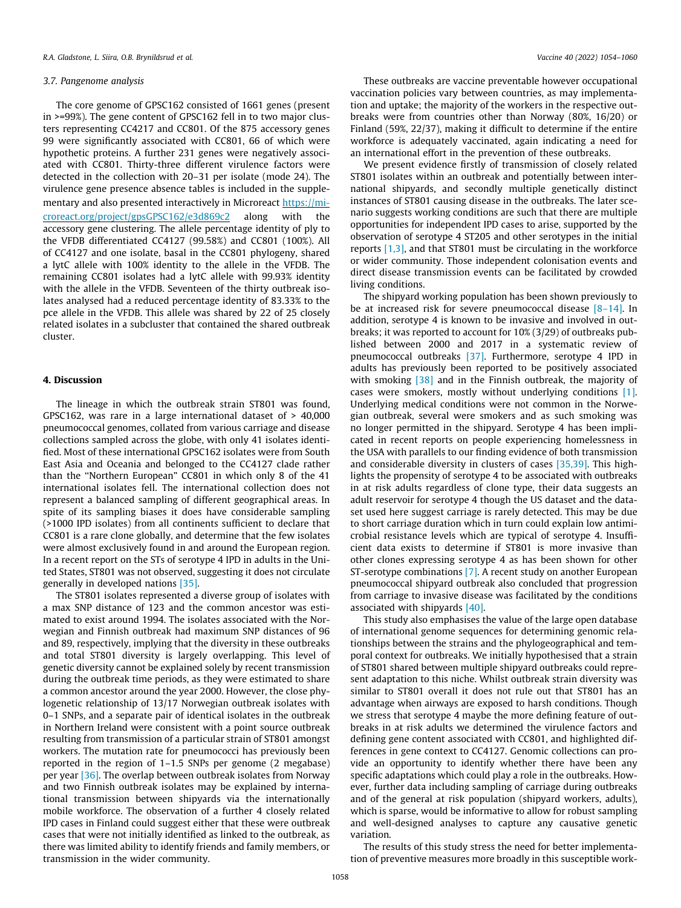### 3.7. Pangenome analysis

The core genome of GPSC162 consisted of 1661 genes (present in >=99%). The gene content of GPSC162 fell in to two major clusters representing CC4217 and CC801. Of the 875 accessory genes 99 were significantly associated with CC801, 66 of which were hypothetic proteins. A further 231 genes were negatively associated with CC801. Thirty-three different virulence factors were detected in the collection with 20–31 per isolate (mode 24). The virulence gene presence absence tables is included in the supplementary and also presented interactively in Microreact https://microreact.org/project/gpsGPSC162/e3d869c2 along with the accessory gene clustering. The allele percentage identity of ply to the VFDB differentiated CC4127 (99.58%) and CC801 (100%). All of CC4127 and one isolate, basal in the CC801 phylogeny, shared a lytC allele with 100% identity to the allele in the VFDB. The remaining CC801 isolates had a lytC allele with 99.93% identity with the allele in the VFDB. Seventeen of the thirty outbreak isolates analysed had a reduced percentage identity of 83.33% to the pce allele in the VFDB. This allele was shared by 22 of 25 closely related isolates in a subcluster that contained the shared outbreak cluster.

## 4. Discussion

The lineage in which the outbreak strain ST801 was found, GPSC162, was rare in a large international dataset of > 40,000 pneumococcal genomes, collated from various carriage and disease collections sampled across the globe, with only 41 isolates identified. Most of these international GPSC162 isolates were from South East Asia and Oceania and belonged to the CC4127 clade rather than the "Northern European" CC801 in which only 8 of the 41 international isolates fell. The international collection does not represent a balanced sampling of different geographical areas. In spite of its sampling biases it does have considerable sampling (>1000 IPD isolates) from all continents sufficient to declare that CC801 is a rare clone globally, and determine that the few isolates were almost exclusively found in and around the European region. In a recent report on the STs of serotype 4 IPD in adults in the United States, ST801 was not observed, suggesting it does not circulate generally in developed nations [35].

The ST801 isolates represented a diverse group of isolates with a max SNP distance of 123 and the common ancestor was estimated to exist around 1994. The isolates associated with the Norwegian and Finnish outbreak had maximum SNP distances of 96 and 89, respectively, implying that the diversity in these outbreaks and total ST801 diversity is largely overlapping. This level of genetic diversity cannot be explained solely by recent transmission during the outbreak time periods, as they were estimated to share a common ancestor around the year 2000. However, the close phylogenetic relationship of 13/17 Norwegian outbreak isolates with 0–1 SNPs, and a separate pair of identical isolates in the outbreak in Northern Ireland were consistent with a point source outbreak resulting from transmission of a particular strain of ST801 amongst workers. The mutation rate for pneumococci has previously been reported in the region of 1–1.5 SNPs per genome (2 megabase) per year [36]. The overlap between outbreak isolates from Norway and two Finnish outbreak isolates may be explained by international transmission between shipyards via the internationally mobile workforce. The observation of a further 4 closely related IPD cases in Finland could suggest either that these were outbreak cases that were not initially identified as linked to the outbreak, as there was limited ability to identify friends and family members, or transmission in the wider community.

These outbreaks are vaccine preventable however occupational vaccination policies vary between countries, as may implementation and uptake; the majority of the workers in the respective outbreaks were from countries other than Norway (80%, 16/20) or Finland (59%, 22/37), making it difficult to determine if the entire workforce is adequately vaccinated, again indicating a need for an international effort in the prevention of these outbreaks.

We present evidence firstly of transmission of closely related ST801 isolates within an outbreak and potentially between international shipyards, and secondly multiple genetically distinct instances of ST801 causing disease in the outbreaks. The later scenario suggests working conditions are such that there are multiple opportunities for independent IPD cases to arise, supported by the observation of serotype 4 ST205 and other serotypes in the initial reports [1,3], and that ST801 must be circulating in the workforce or wider community. Those independent colonisation events and direct disease transmission events can be facilitated by crowded living conditions.

The shipyard working population has been shown previously to be at increased risk for severe pneumococcal disease [8–14]. In addition, serotype 4 is known to be invasive and involved in outbreaks; it was reported to account for 10% (3/29) of outbreaks published between 2000 and 2017 in a systematic review of pneumococcal outbreaks [37]. Furthermore, serotype 4 IPD in adults has previously been reported to be positively associated with smoking [38] and in the Finnish outbreak, the majority of cases were smokers, mostly without underlying conditions [1]. Underlying medical conditions were not common in the Norwegian outbreak, several were smokers and as such smoking was no longer permitted in the shipyard. Serotype 4 has been implicated in recent reports on people experiencing homelessness in the USA with parallels to our finding evidence of both transmission and considerable diversity in clusters of cases [35,39]. This highlights the propensity of serotype 4 to be associated with outbreaks in at risk adults regardless of clone type, their data suggests an adult reservoir for serotype 4 though the US dataset and the dataset used here suggest carriage is rarely detected. This may be due to short carriage duration which in turn could explain low antimicrobial resistance levels which are typical of serotype 4. Insufficient data exists to determine if ST801 is more invasive than other clones expressing serotype 4 as has been shown for other ST-serotype combinations [7]. A recent study on another European pneumococcal shipyard outbreak also concluded that progression from carriage to invasive disease was facilitated by the conditions associated with shipyards [40].

This study also emphasises the value of the large open database of international genome sequences for determining genomic relationships between the strains and the phylogeographical and temporal context for outbreaks. We initially hypothesised that a strain of ST801 shared between multiple shipyard outbreaks could represent adaptation to this niche. Whilst outbreak strain diversity was similar to ST801 overall it does not rule out that ST801 has an advantage when airways are exposed to harsh conditions. Though we stress that serotype 4 maybe the more defining feature of outbreaks in at risk adults we determined the virulence factors and defining gene content associated with CC801, and highlighted differences in gene context to CC4127. Genomic collections can provide an opportunity to identify whether there have been any specific adaptations which could play a role in the outbreaks. However, further data including sampling of carriage during outbreaks and of the general at risk population (shipyard workers, adults), which is sparse, would be informative to allow for robust sampling and well-designed analyses to capture any causative genetic variation.

The results of this study stress the need for better implementation of preventive measures more broadly in this susceptible work-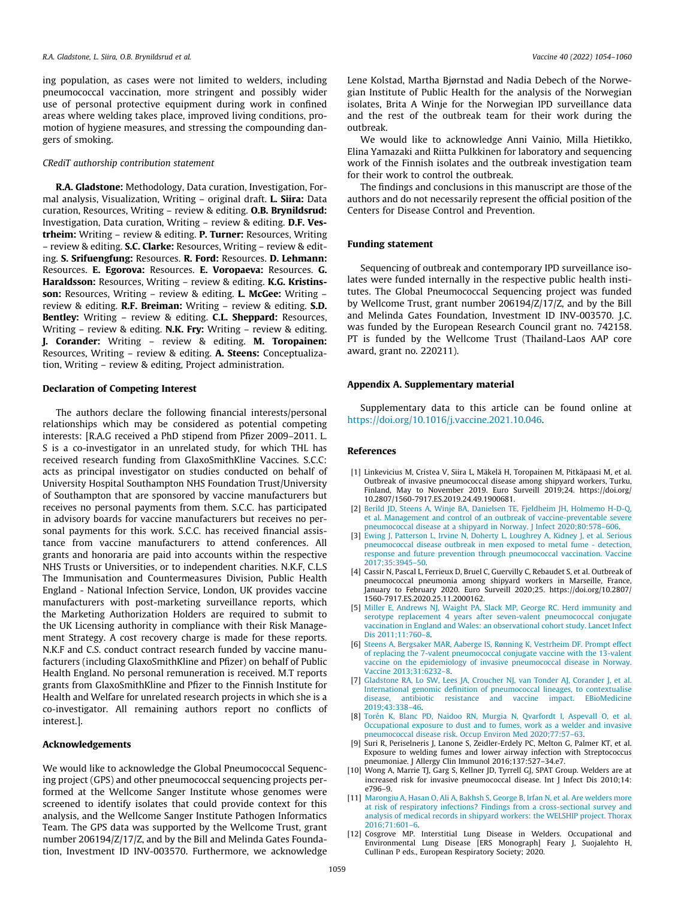ing population, as cases were not limited to welders, including pneumococcal vaccination, more stringent and possibly wider use of personal protective equipment during work in confined areas where welding takes place, improved living conditions, promotion of hygiene measures, and stressing the compounding dangers of smoking.

### CRediT authorship contribution statement

**R.A. Gladstone:** Methodology, Data curation, Investigation, Formal analysis, Visualization, Writing – original draft. **L. Siira:** Data curation, Resources, Writing – review & editing. **O.B. Brynildsrud:** Investigation, Data curation, Writing – review & editing. **D.F. Vestrheim:** Writing – review & editing. **P. Turner:** Resources, Writing – review & editing. **S.C. Clarke:** Resources, Writing – review & editing. **S. Srifuengfung:** Resources. **R. Ford:** Resources. **D. Lehmann:** Resources. **E. Egorova:** Resources. **E. Voropaeva:** Resources. **G. Haraldsson:** Resources, Writing – review & editing. **K.G. Kristinsson:** Resources, Writing – review & editing. **L. McGee:** Writing – review & editing. **R.F. Breiman:** Writing – review & editing. **S.D. Bentley:** Writing – review & editing. **C.L. Sheppard:** Resources, Writing – review & editing. **N.K. Fry:** Writing – review & editing. **J. Corander:** Writing – review & editing. **M. Toropainen:** Resources, Writing – review & editing. **A. Steens:** Conceptualization, Writing – review & editing, Project administration.

## Declaration of Competing Interest

The authors declare the following financial interests/personal relationships which may be considered as potential competing interests: [R.A.G received a PhD stipend from Pfizer 2009–2011. L. S is a co-investigator in an unrelated study, for which THL has received research funding from GlaxoSmithKline Vaccines. S.C.C: acts as principal investigator on studies conducted on behalf of University Hospital Southampton NHS Foundation Trust/University of Southampton that are sponsored by vaccine manufacturers but receives no personal payments from them. S.C.C. has participated in advisory boards for vaccine manufacturers but receives no personal payments for this work. S.C.C. has received financial assistance from vaccine manufacturers to attend conferences. All grants and honoraria are paid into accounts within the respective NHS Trusts or Universities, or to independent charities. N.K.F, C.L.S The Immunisation and Countermeasures Division, Public Health England - National Infection Service, London, UK provides vaccine manufacturers with post-marketing surveillance reports, which the Marketing Authorization Holders are required to submit to the UK Licensing authority in compliance with their Risk Management Strategy. A cost recovery charge is made for these reports. N.K.F and C.S. conduct contract research funded by vaccine manufacturers (including GlaxoSmithKline and Pfizer) on behalf of Public Health England. No personal remuneration is received. M.T reports grants from GlaxoSmithKline and Pfizer to the Finnish Institute for Health and Welfare for unrelated research projects in which she is a co-investigator. All remaining authors report no conflicts of interest.].

## Acknowledgements

We would like to acknowledge the Global Pneumococcal Sequencing project (GPS) and other pneumococcal sequencing projects performed at the Wellcome Sanger Institute whose genomes were screened to identify isolates that could provide context for this analysis, and the Wellcome Sanger Institute Pathogen Informatics Team. The GPS data was supported by the Wellcome Trust, grant number 206194/Z/17/Z, and by the Bill and Melinda Gates Foundation, Investment ID INV-003570. Furthermore, we acknowledge Lene Kolstad, Martha Bjørnstad and Nadia Debech of the Norwegian Institute of Public Health for the analysis of the Norwegian isolates, Brita A Winje for the Norwegian IPD surveillance data and the rest of the outbreak team for their work during the outbreak.

We would like to acknowledge Anni Vainio, Milla Hietikko, Elina Yamazaki and Riitta Pulkkinen for laboratory and sequencing work of the Finnish isolates and the outbreak investigation team for their work to control the outbreak.

The findings and conclusions in this manuscript are those of the authors and do not necessarily represent the official position of the Centers for Disease Control and Prevention.

## Funding statement

Sequencing of outbreak and contemporary IPD surveillance isolates were funded internally in the respective public health institutes. The Global Pneumococcal Sequencing project was funded by Wellcome Trust, grant number 206194/Z/17/Z, and by the Bill and Melinda Gates Foundation, Investment ID INV-003570. J.C. was funded by the European Research Council grant no. 742158. PT is funded by the Wellcome Trust (Thailand-Laos AAP core award, grant no. 220211).

## Appendix A. Supplementary material

Supplementary data to this article can be found online at https://doi.org/10.1016/j.vaccine.2021.10.046.

## References

[1] Linkevicius M, Cristea V, Siira L, Mäkelä H, Toropainen M, Pitkäpaasi M, et al. Outbreak of invasive pneumococcal disease among shipyard workers, Turku, Finland, May to November 2019. Euro Surveill 2019;24. https://doi.org/10.2807/1560-7917.ES.2019.24.49.1900681.

[2] Berild JD, Steens A, Winje BA, Danielsen TE, Fjeldheim JH, Holmemo H-D-Q, et al. Management and control of an outbreak of vaccine-preventable severe pneumococcal disease at a shipyard in Norway. J Infect 2020;80:578–606.

[3] Ewing J, Patterson L, Irvine N, Doherty L, Loughrey A, Kidney J, et al. Serious pneumococcal disease outbreak in men exposed to metal fume - detection, response and future prevention through pneumococcal vaccination. Vaccine 2017;35:3945–50.

[4] Cassir N, Pascal L, Ferrieux D, Bruel C, Guervilly C, Rebaudet S, et al. Outbreak of pneumococcal pneumonia among shipyard workers in Marseille, France, January to February 2020. Euro Surveill 2020;25. https://doi.org/10.2807/1560-7917.ES.2020.25.11.2000162.

[5] Miller E, Andrews NJ, Waight PA, Slack MP, George RC. Herd immunity and serotype replacement 4 years after seven-valent pneumococcal conjugate vaccination in England and Wales: an observational cohort study. Lancet Infect Dis 2011;11:760–8.

[6] Steens A, Bergsaker MAR, Aaberge IS, Rønning K, Vestrheim DF. Prompt effect of replacing the 7-valent pneumococcal conjugate vaccine with the 13-valent vaccine on the epidemiology of invasive pneumococcal disease in Norway. Vaccine 2013;31:6232–8.

[7] Gladstone RA, Lo SW, Lees JA, Croucher NJ, van Tonder AJ, Corander J, et al. International genomic definition of pneumococcal lineages, to contextualise disease, antibiotic resistance and vaccine impact. EBioMedicine 2019;43:338–46.

[8] Torén K, Blanc PD, Naidoo RN, Murgia N, Qvarfordt I, Aspevall O, et al. Occupational exposure to dust and to fumes, work as a welder and invasive pneumococcal disease risk. Occup Environ Med 2020;77:57–63.

[9] Suri R, Periselneris J, Lanone S, Zeidler-Erdely PC, Melton G, Palmer KT, et al. Exposure to welding fumes and lower airway infection with Streptococcus pneumoniae. J Allergy Clin Immunol 2016;137:527–34.e7.

[10] Wong A, Marrie TJ, Garg S, Kellner JD, Tyrrell GJ, SPAT Group. Welders are at increased risk for invasive pneumococcal disease. Int J Infect Dis 2010;14:e796–9.

[11] Marongiu A, Hasan O, Ali A, Bakhsh S, George B, Irfan N, et al. Are welders more at risk of respiratory infections? Findings from a cross-sectional survey and analysis of medical records in shipyard workers: the WELSHIP project. Thorax 2016;71:601–6.

[12] Cosgrove MP. Interstitial Lung Disease in Welders. Occupational and Environmental Lung Disease [ERS Monograph] Feary J, Suojalehto H, Cullinan P eds., European Respiratory Society; 2020.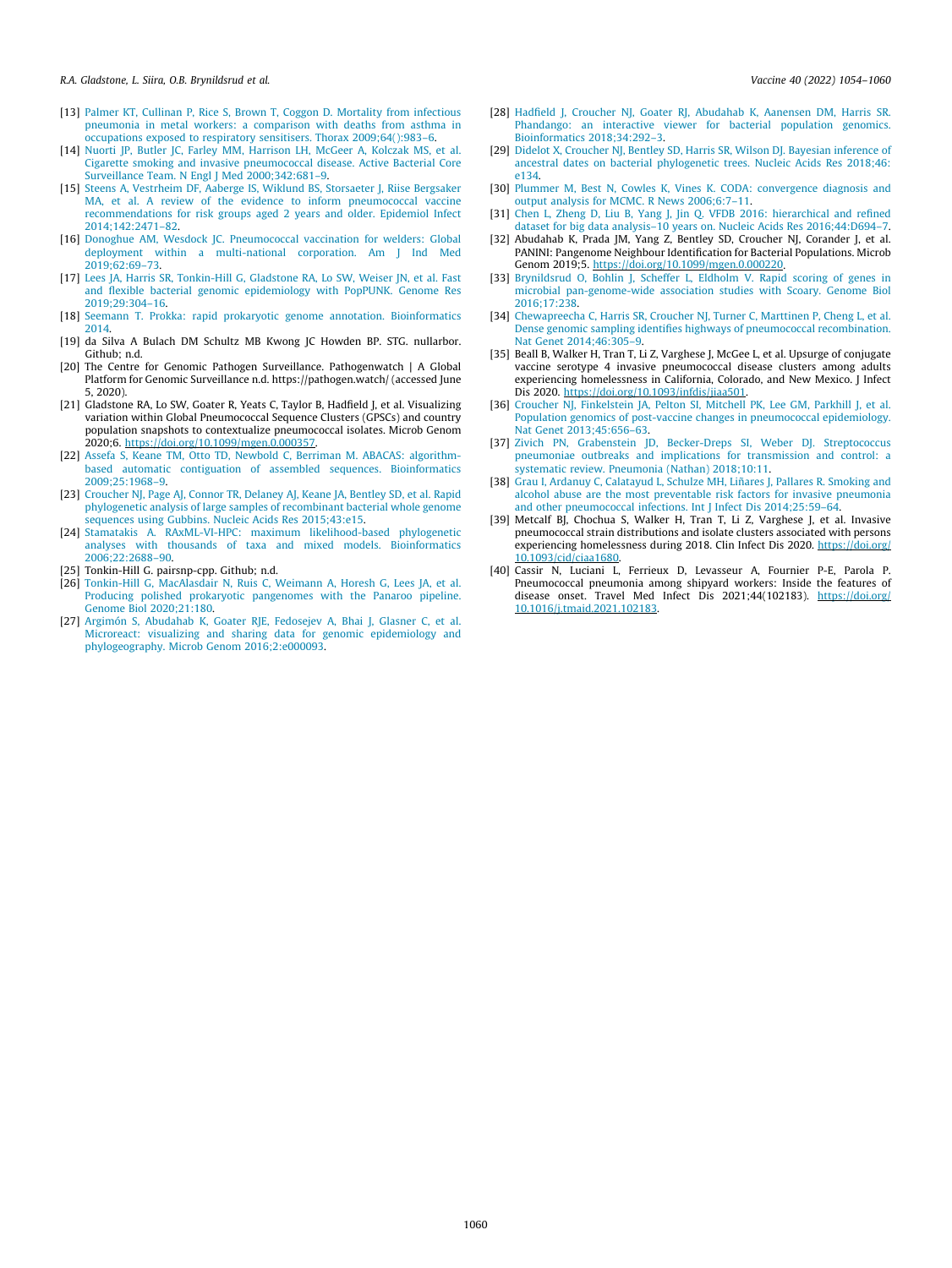[13] Palmer KT, Cullinan P, Rice S, Brown T, Coggon D. Mortality from infectious pneumonia in metal workers: a comparison with deaths from asthma in occupations exposed to respiratory sensitisers. Thorax 2009;64():983–6.

[14] Nuorti JP, Butler JC, Farley MM, Harrison LH, McGeer A, Kolczak MS, et al. Cigarette smoking and invasive pneumococcal disease. Active Bacterial Core Surveillance Team. N Engl J Med 2000;342:681–9.

[15] Steens A, Vestrheim DF, Aaberge IS, Wiklund BS, Storsaeter J, Riise Bergsaker MA, et al. A review of the evidence to inform pneumococcal vaccine recommendations for risk groups aged 2 years and older. Epidemiol Infect 2014;142:2471–82.

[16] Donoghue AM, Wesdock JC. Pneumococcal vaccination for welders: Global deployment within a multi-national corporation. Am J Ind Med 2019;62:69–73.

[17] Lees JA, Harris SR, Tonkin-Hill G, Gladstone RA, Lo SW, Weiser JN, et al. Fast and flexible bacterial genomic epidemiology with PopPUNK. Genome Res 2019;29:304–16.

[18] Seemann T. Prokka: rapid prokaryotic genome annotation. Bioinformatics 2014.

[19] da Silva A Bulach DM Schultz MB Kwong JC Howden BP. STG. nullarbor. Github; n.d.

[20] The Centre for Genomic Pathogen Surveillance. Pathogenwatch | A Global Platform for Genomic Surveillance n.d. https://pathogen.watch/ (accessed June 5, 2020).

[21] Gladstone RA, Lo SW, Goater R, Yeats C, Taylor B, Hadfield J, et al. Visualizing variation within Global Pneumococcal Sequence Clusters (GPSCs) and country population snapshots to contextualize pneumococcal isolates. Microb Genom 2020;6. https://doi.org/10.1099/mgen.0.000357.

[22] Assefa S, Keane TM, Otto TD, Newbold C, Berriman M. ABACAS: algorithm-based automatic contiguation of assembled sequences. Bioinformatics 2009;25:1968–9.

[23] Croucher NJ, Page AJ, Connor TR, Delaney AJ, Keane JA, Bentley SD, et al. Rapid phylogenetic analysis of large samples of recombinant bacterial whole genome sequences using Gubbins. Nucleic Acids Res 2015;43:e15.

[24] Stamatakis A. RAxML-VI-HPC: maximum likelihood-based phylogenetic analyses with thousands of taxa and mixed models. Bioinformatics 2006;22:2688–90.

[25] Tonkin-Hill G. pairsnp-cpp. Github; n.d.

[26] Tonkin-Hill G, MacAlasdair N, Ruis C, Weimann A, Horesh G, Lees JA, et al. Producing polished prokaryotic pangenomes with the Panaroo pipeline. Genome Biol 2020;21:180.

[27] Argimón S, Abudahab K, Goater RJE, Fedosejev A, Bhai J, Glasner C, et al. Microreact: visualizing and sharing data for genomic epidemiology and phylogeography. Microb Genom 2016;2:e000093.

[28] Hadfield J, Croucher NJ, Goater RJ, Abudahab K, Aanensen DM, Harris SR. Phandango: an interactive viewer for bacterial population genomics. Bioinformatics 2018;34:292–3.

[29] Didelot X, Croucher NJ, Bentley SD, Harris SR, Wilson DJ. Bayesian inference of ancestral dates on bacterial phylogenetic trees. Nucleic Acids Res 2018;46:e134.

[30] Plummer M, Best N, Cowles K, Vines K. CODA: convergence diagnosis and output analysis for MCMC. R News 2006;6:7–11.

[31] Chen L, Zheng D, Liu B, Yang J, Jin Q. VFDB 2016: hierarchical and refined dataset for big data analysis–10 years on. Nucleic Acids Res 2016;44:D694–7.

[32] Abudahab K, Prada JM, Yang Z, Bentley SD, Croucher NJ, Corander J, et al. PANINI: Pangenome Neighbour Identification for Bacterial Populations. Microb Genom 2019;5. https://doi.org/10.1099/mgen.0.000220.

[33] Brynildsrud O, Bohlin J, Scheffer L, Eldholm V. Rapid scoring of genes in microbial pan-genome-wide association studies with Scoary. Genome Biol 2016;17:238.

[34] Chewapreecha C, Harris SR, Croucher NJ, Turner C, Marttinen P, Cheng L, et al. Dense genomic sampling identifies highways of pneumococcal recombination. Nat Genet 2014;46:305–9.

[35] Beall B, Walker H, Tran T, Li Z, Varghese J, McGee L, et al. Upsurge of conjugate vaccine serotype 4 invasive pneumococcal disease clusters among adults experiencing homelessness in California, Colorado, and New Mexico. J Infect Dis 2020. https://doi.org/10.1093/infdis/jiaa501.

[36] Croucher NJ, Finkelstein JA, Pelton SI, Mitchell PK, Lee GM, Parkhill J, et al. Population genomics of post-vaccine changes in pneumococcal epidemiology. Nat Genet 2013;45:656–63.

[37] Zivich PN, Grabenstein JD, Becker-Dreps SI, Weber DJ. Streptococcus pneumoniae outbreaks and implications for transmission and control: a systematic review. Pneumonia (Nathan) 2018;10:11.

[38] Grau I, Ardanuy C, Calatayud L, Schulze MH, Liñares J, Pallares R. Smoking and alcohol abuse are the most preventable risk factors for invasive pneumonia and other pneumococcal infections. Int J Infect Dis 2014;25:59–64.

[39] Metcalf BJ, Chochua S, Walker H, Tran T, Li Z, Varghese J, et al. Invasive pneumococcal strain distributions and isolate clusters associated with persons experiencing homelessness during 2018. Clin Infect Dis 2020. https://doi.org/10.1093/cid/ciaa1680.

[40] Cassir N, Luciani L, Ferrieux D, Levasseur A, Fournier P-E, Parola P. Pneumococcal pneumonia among shipyard workers: Inside the features of disease onset. Travel Med Infect Dis 2021;44(102183). https://doi.org/10.1016/j.tmaid.2021.102183.